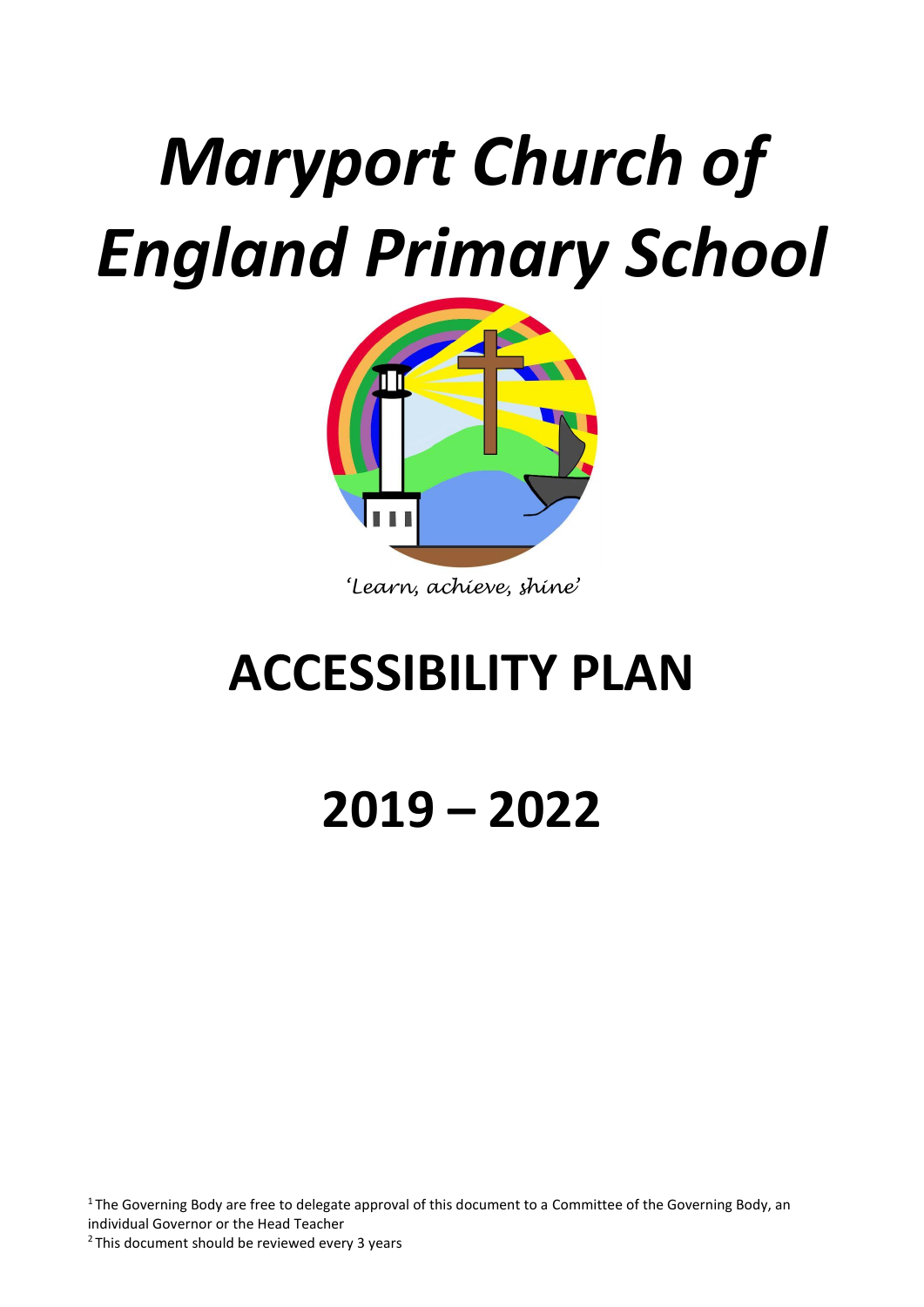# *Maryport Church of England Primary School*

*'Learn, achieve, shine'*

# ACCESSIBILITY PLAN

# 2019 – 2022

[1] The Governing Body are free to delegate approval of this document to a Committee of the Governing Body, an individual Governor or the Head Teacher
[2] This document should be reviewed every 3 years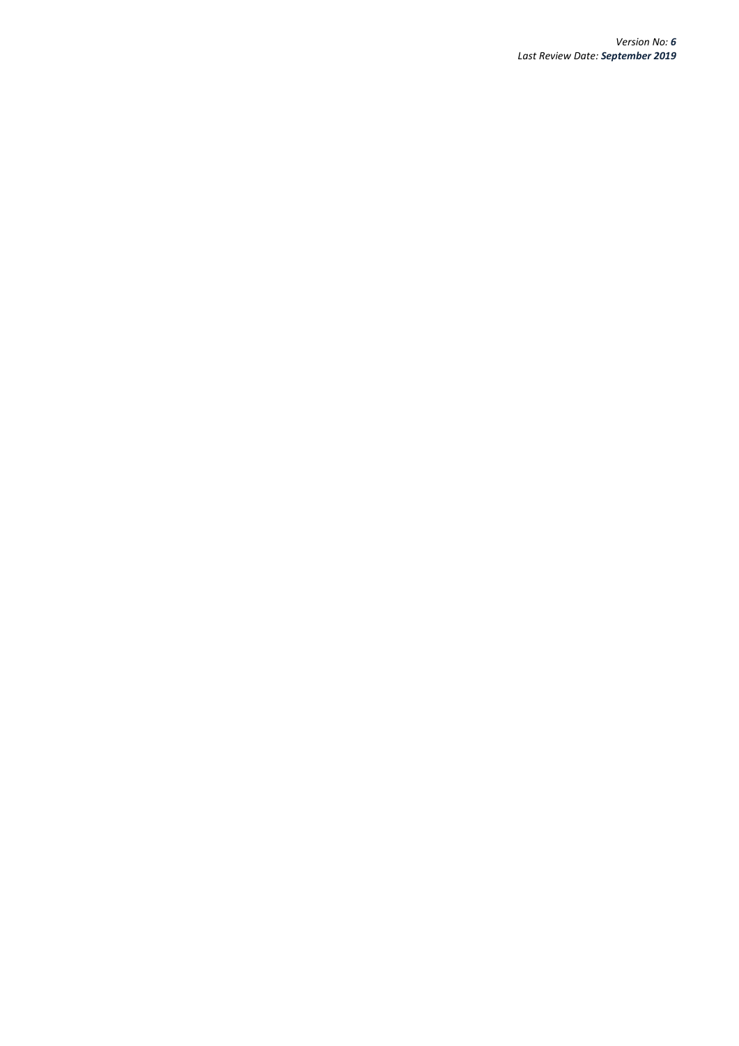*Version No: **6***
*Last Review Date: **September 2019***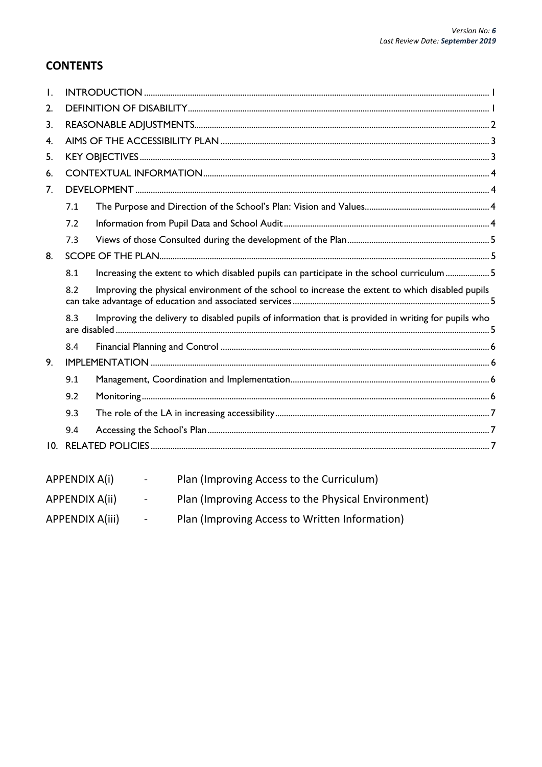## CONTENTS

1. INTRODUCTION ..... 1
2. DEFINITION OF DISABILITY ..... 1
3. REASONABLE ADJUSTMENTS ..... 2
4. AIMS OF THE ACCESSIBILITY PLAN ..... 3
5. KEY OBJECTIVES ..... 3
6. CONTEXTUAL INFORMATION ..... 4
7. DEVELOPMENT ..... 4
   - 7.1 The Purpose and Direction of the School's Plan: Vision and Values ..... 4
   - 7.2 Information from Pupil Data and School Audit ..... 4
   - 7.3 Views of those Consulted during the development of the Plan ..... 5
8. SCOPE OF THE PLAN ..... 5
   - 8.1 Increasing the extent to which disabled pupils can participate in the school curriculum ..... 5
   - 8.2 Improving the physical environment of the school to increase the extent to which disabled pupils can take advantage of education and associated services ..... 5
   - 8.3 Improving the delivery to disabled pupils of information that is provided in writing for pupils who are disabled ..... 5
   - 8.4 Financial Planning and Control ..... 6
9. IMPLEMENTATION ..... 6
   - 9.1 Management, Coordination and Implementation ..... 6
   - 9.2 Monitoring ..... 6
   - 9.3 The role of the LA in increasing accessibility ..... 7
   - 9.4 Accessing the School's Plan ..... 7
10. RELATED POLICIES ..... 7

| | | |
|---|---|---|
| APPENDIX A(i) | - | Plan (Improving Access to the Curriculum) |
| APPENDIX A(ii) | - | Plan (Improving Access to the Physical Environment) |
| APPENDIX A(iii) | - | Plan (Improving Access to Written Information) |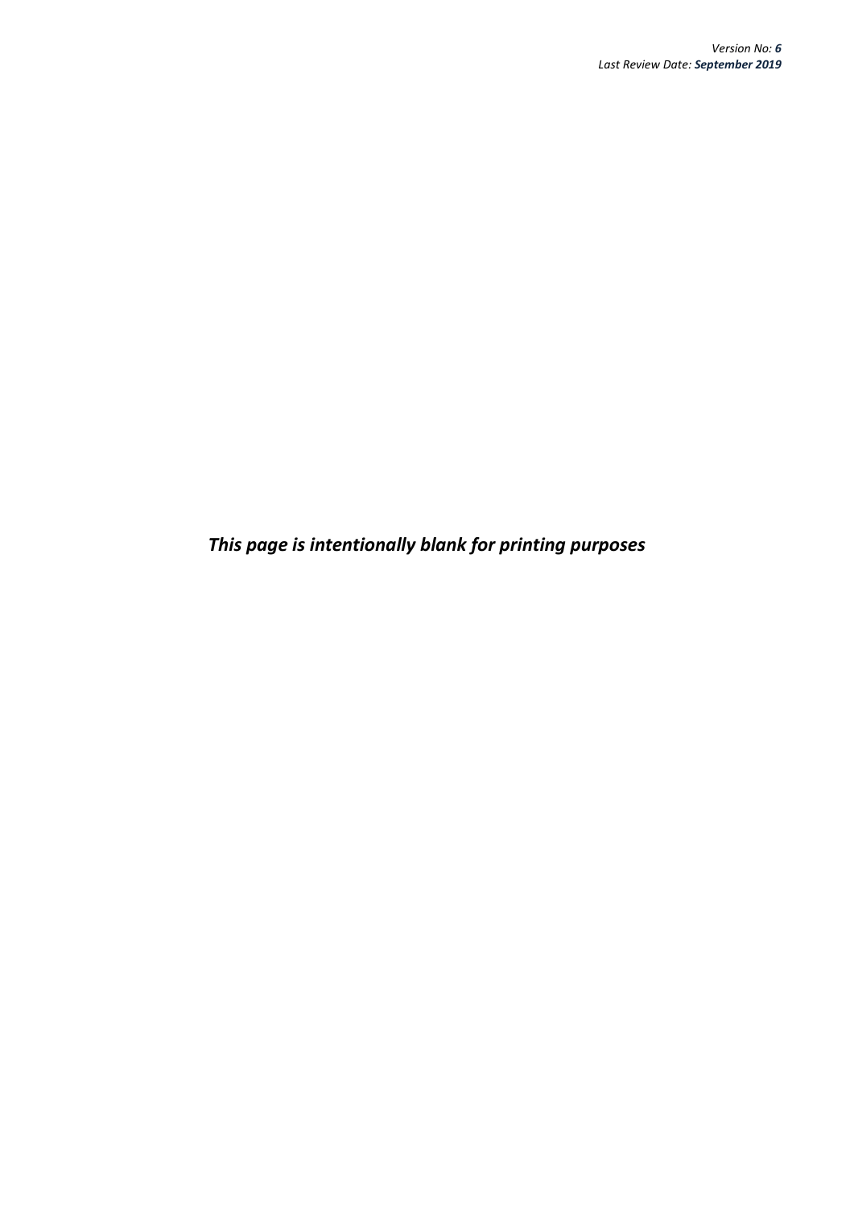*This page is intentionally blank for printing purposes*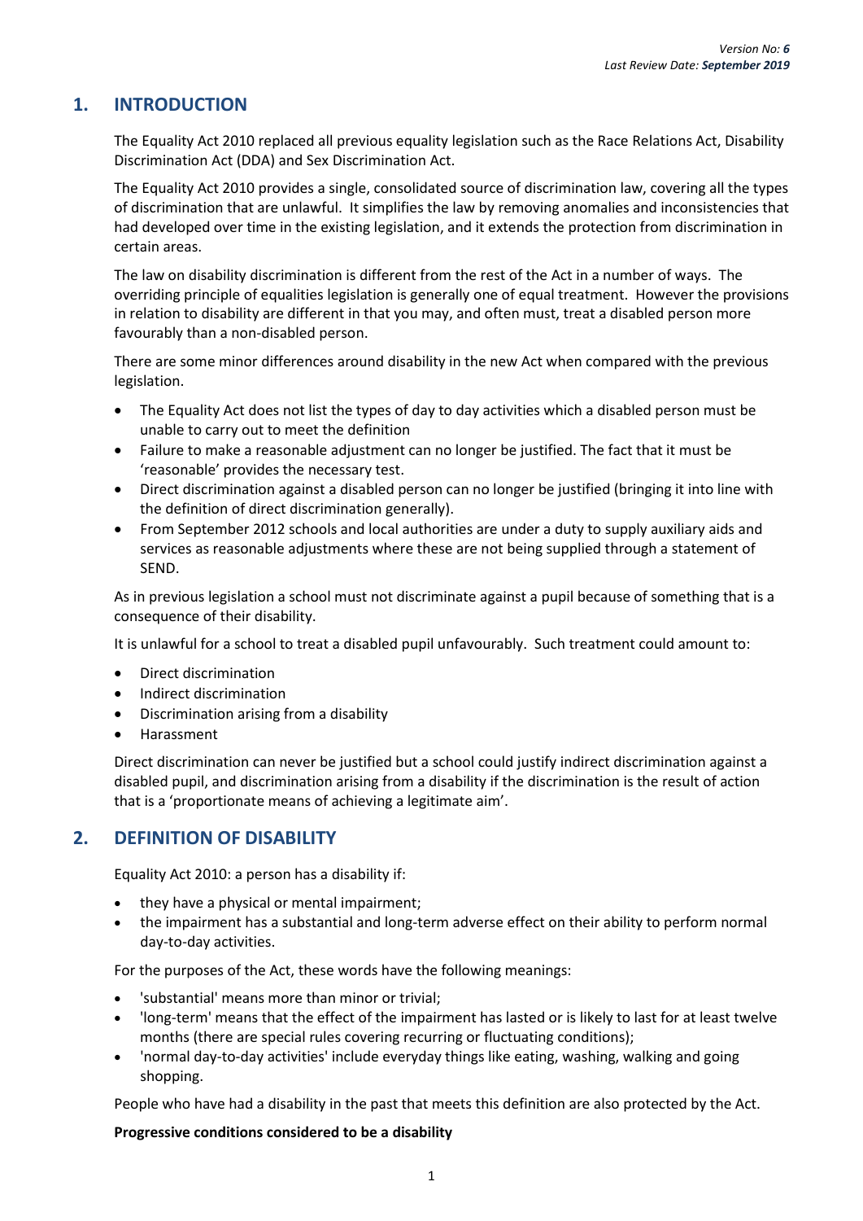## 1. INTRODUCTION

The Equality Act 2010 replaced all previous equality legislation such as the Race Relations Act, Disability Discrimination Act (DDA) and Sex Discrimination Act.

The Equality Act 2010 provides a single, consolidated source of discrimination law, covering all the types of discrimination that are unlawful. It simplifies the law by removing anomalies and inconsistencies that had developed over time in the existing legislation, and it extends the protection from discrimination in certain areas.

The law on disability discrimination is different from the rest of the Act in a number of ways. The overriding principle of equalities legislation is generally one of equal treatment. However the provisions in relation to disability are different in that you may, and often must, treat a disabled person more favourably than a non-disabled person.

There are some minor differences around disability in the new Act when compared with the previous legislation.

- The Equality Act does not list the types of day to day activities which a disabled person must be unable to carry out to meet the definition
- Failure to make a reasonable adjustment can no longer be justified. The fact that it must be 'reasonable' provides the necessary test.
- Direct discrimination against a disabled person can no longer be justified (bringing it into line with the definition of direct discrimination generally).
- From September 2012 schools and local authorities are under a duty to supply auxiliary aids and services as reasonable adjustments where these are not being supplied through a statement of SEND.

As in previous legislation a school must not discriminate against a pupil because of something that is a consequence of their disability.

It is unlawful for a school to treat a disabled pupil unfavourably. Such treatment could amount to:

- Direct discrimination
- Indirect discrimination
- Discrimination arising from a disability
- Harassment

Direct discrimination can never be justified but a school could justify indirect discrimination against a disabled pupil, and discrimination arising from a disability if the discrimination is the result of action that is a 'proportionate means of achieving a legitimate aim'.

## 2. DEFINITION OF DISABILITY

Equality Act 2010: a person has a disability if:

- they have a physical or mental impairment;
- the impairment has a substantial and long-term adverse effect on their ability to perform normal day-to-day activities.

For the purposes of the Act, these words have the following meanings:

- 'substantial' means more than minor or trivial;
- 'long-term' means that the effect of the impairment has lasted or is likely to last for at least twelve months (there are special rules covering recurring or fluctuating conditions);
- 'normal day-to-day activities' include everyday things like eating, washing, walking and going shopping.

People who have had a disability in the past that meets this definition are also protected by the Act.

**Progressive conditions considered to be a disability**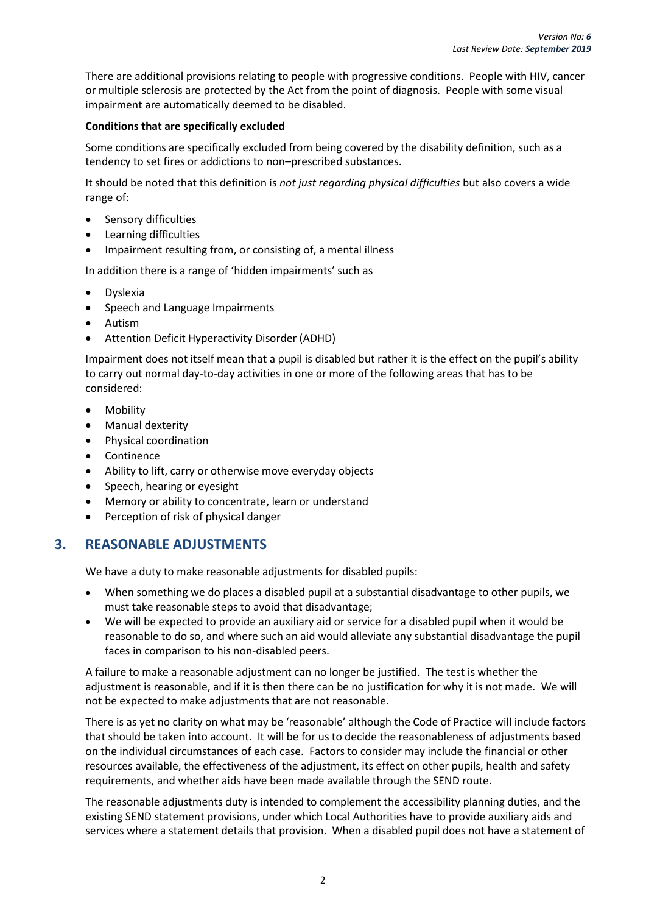There are additional provisions relating to people with progressive conditions. People with HIV, cancer or multiple sclerosis are protected by the Act from the point of diagnosis. People with some visual impairment are automatically deemed to be disabled.

**Conditions that are specifically excluded**

Some conditions are specifically excluded from being covered by the disability definition, such as a tendency to set fires or addictions to non–prescribed substances.

It should be noted that this definition is *not just regarding physical difficulties* but also covers a wide range of:

- Sensory difficulties
- Learning difficulties
- Impairment resulting from, or consisting of, a mental illness

In addition there is a range of 'hidden impairments' such as

- Dyslexia
- Speech and Language Impairments
- Autism
- Attention Deficit Hyperactivity Disorder (ADHD)

Impairment does not itself mean that a pupil is disabled but rather it is the effect on the pupil's ability to carry out normal day-to-day activities in one or more of the following areas that has to be considered:

- Mobility
- Manual dexterity
- Physical coordination
- Continence
- Ability to lift, carry or otherwise move everyday objects
- Speech, hearing or eyesight
- Memory or ability to concentrate, learn or understand
- Perception of risk of physical danger

## 3. REASONABLE ADJUSTMENTS

We have a duty to make reasonable adjustments for disabled pupils:

- When something we do places a disabled pupil at a substantial disadvantage to other pupils, we must take reasonable steps to avoid that disadvantage;
- We will be expected to provide an auxiliary aid or service for a disabled pupil when it would be reasonable to do so, and where such an aid would alleviate any substantial disadvantage the pupil faces in comparison to his non-disabled peers.

A failure to make a reasonable adjustment can no longer be justified. The test is whether the adjustment is reasonable, and if it is then there can be no justification for why it is not made. We will not be expected to make adjustments that are not reasonable.

There is as yet no clarity on what may be 'reasonable' although the Code of Practice will include factors that should be taken into account. It will be for us to decide the reasonableness of adjustments based on the individual circumstances of each case. Factors to consider may include the financial or other resources available, the effectiveness of the adjustment, its effect on other pupils, health and safety requirements, and whether aids have been made available through the SEND route.

The reasonable adjustments duty is intended to complement the accessibility planning duties, and the existing SEND statement provisions, under which Local Authorities have to provide auxiliary aids and services where a statement details that provision. When a disabled pupil does not have a statement of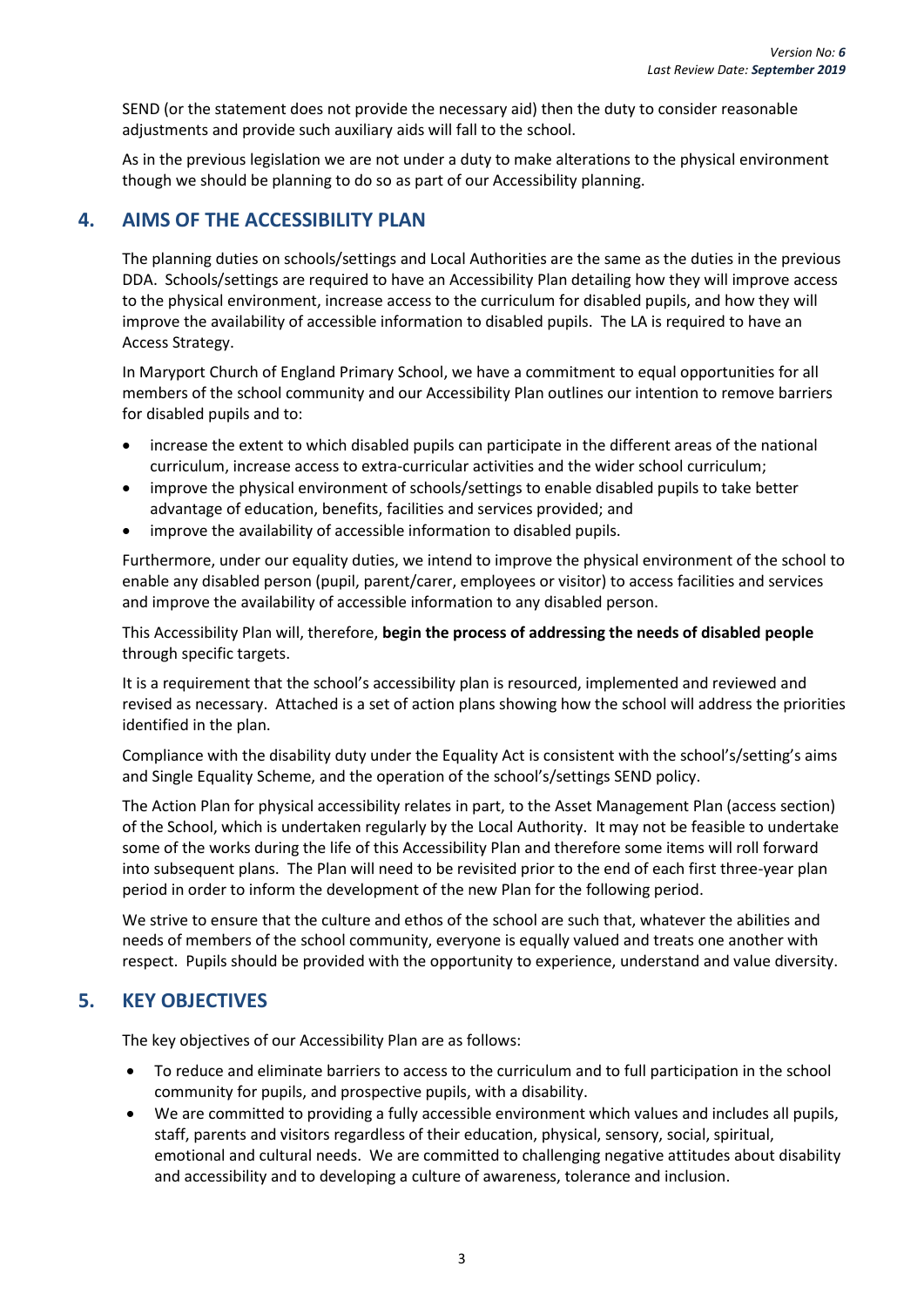SEND (or the statement does not provide the necessary aid) then the duty to consider reasonable adjustments and provide such auxiliary aids will fall to the school.

As in the previous legislation we are not under a duty to make alterations to the physical environment though we should be planning to do so as part of our Accessibility planning.

## 4. AIMS OF THE ACCESSIBILITY PLAN

The planning duties on schools/settings and Local Authorities are the same as the duties in the previous DDA. Schools/settings are required to have an Accessibility Plan detailing how they will improve access to the physical environment, increase access to the curriculum for disabled pupils, and how they will improve the availability of accessible information to disabled pupils. The LA is required to have an Access Strategy.

In Maryport Church of England Primary School, we have a commitment to equal opportunities for all members of the school community and our Accessibility Plan outlines our intention to remove barriers for disabled pupils and to:

- increase the extent to which disabled pupils can participate in the different areas of the national curriculum, increase access to extra-curricular activities and the wider school curriculum;
- improve the physical environment of schools/settings to enable disabled pupils to take better advantage of education, benefits, facilities and services provided; and
- improve the availability of accessible information to disabled pupils.

Furthermore, under our equality duties, we intend to improve the physical environment of the school to enable any disabled person (pupil, parent/carer, employees or visitor) to access facilities and services and improve the availability of accessible information to any disabled person.

This Accessibility Plan will, therefore, **begin the process of addressing the needs of disabled people** through specific targets.

It is a requirement that the school's accessibility plan is resourced, implemented and reviewed and revised as necessary. Attached is a set of action plans showing how the school will address the priorities identified in the plan.

Compliance with the disability duty under the Equality Act is consistent with the school's/setting's aims and Single Equality Scheme, and the operation of the school's/settings SEND policy.

The Action Plan for physical accessibility relates in part, to the Asset Management Plan (access section) of the School, which is undertaken regularly by the Local Authority. It may not be feasible to undertake some of the works during the life of this Accessibility Plan and therefore some items will roll forward into subsequent plans. The Plan will need to be revisited prior to the end of each first three-year plan period in order to inform the development of the new Plan for the following period.

We strive to ensure that the culture and ethos of the school are such that, whatever the abilities and needs of members of the school community, everyone is equally valued and treats one another with respect. Pupils should be provided with the opportunity to experience, understand and value diversity.

## 5. KEY OBJECTIVES

The key objectives of our Accessibility Plan are as follows:

- To reduce and eliminate barriers to access to the curriculum and to full participation in the school community for pupils, and prospective pupils, with a disability.
- We are committed to providing a fully accessible environment which values and includes all pupils, staff, parents and visitors regardless of their education, physical, sensory, social, spiritual, emotional and cultural needs. We are committed to challenging negative attitudes about disability and accessibility and to developing a culture of awareness, tolerance and inclusion.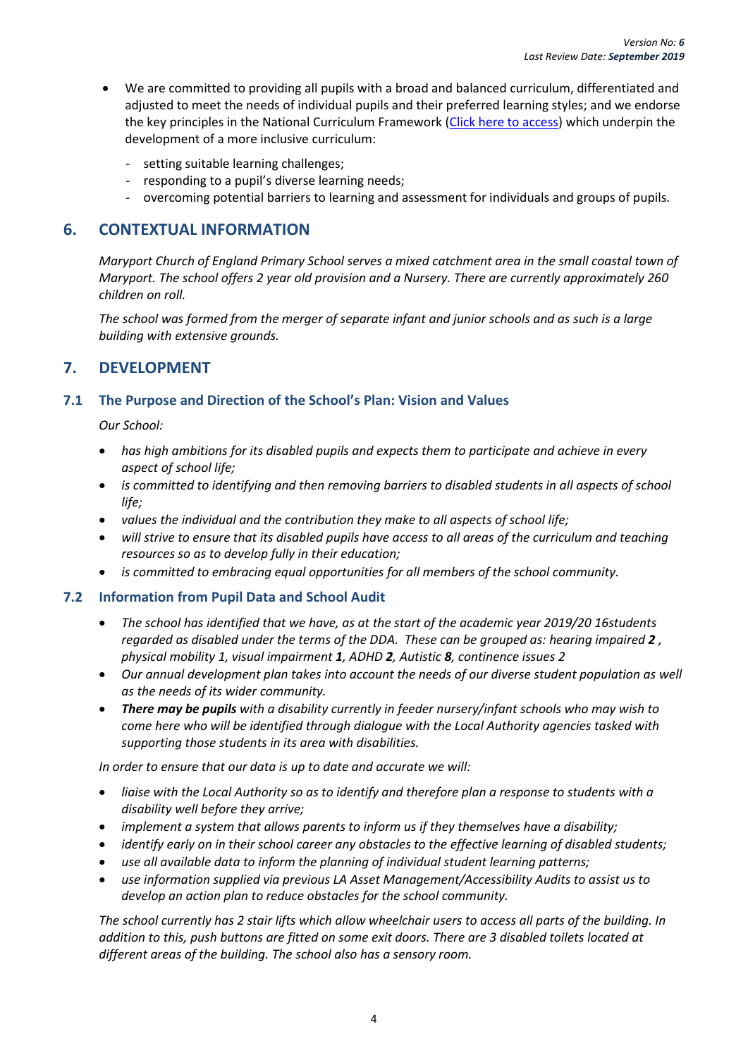- We are committed to providing all pupils with a broad and balanced curriculum, differentiated and adjusted to meet the needs of individual pupils and their preferred learning styles; and we endorse the key principles in the National Curriculum Framework ([Click here to access]()) which underpin the development of a more inclusive curriculum:
  - setting suitable learning challenges;
  - responding to a pupil's diverse learning needs;
  - overcoming potential barriers to learning and assessment for individuals and groups of pupils.

## 6. CONTEXTUAL INFORMATION

*Maryport Church of England Primary School serves a mixed catchment area in the small coastal town of Maryport. The school offers 2 year old provision and a Nursery. There are currently approximately 260 children on roll.*

*The school was formed from the merger of separate infant and junior schools and as such is a large building with extensive grounds.*

## 7. DEVELOPMENT

### 7.1 The Purpose and Direction of the School's Plan: Vision and Values

*Our School:*

- *has high ambitions for its disabled pupils and expects them to participate and achieve in every aspect of school life;*
- *is committed to identifying and then removing barriers to disabled students in all aspects of school life;*
- *values the individual and the contribution they make to all aspects of school life;*
- *will strive to ensure that its disabled pupils have access to all areas of the curriculum and teaching resources so as to develop fully in their education;*
- *is committed to embracing equal opportunities for all members of the school community.*

### 7.2 Information from Pupil Data and School Audit

- *The school has identified that we have, as at the start of the academic year 2019/20 16students regarded as disabled under the terms of the DDA. These can be grouped as: hearing impaired **2** , physical mobility 1, visual impairment **1**, ADHD **2**, Autistic **8**, continence issues 2*
- *Our annual development plan takes into account the needs of our diverse student population as well as the needs of its wider community.*
- ***There may be pupils** with a disability currently in feeder nursery/infant schools who may wish to come here who will be identified through dialogue with the Local Authority agencies tasked with supporting those students in its area with disabilities.*

*In order to ensure that our data is up to date and accurate we will:*

- *liaise with the Local Authority so as to identify and therefore plan a response to students with a disability well before they arrive;*
- *implement a system that allows parents to inform us if they themselves have a disability;*
- *identify early on in their school career any obstacles to the effective learning of disabled students;*
- *use all available data to inform the planning of individual student learning patterns;*
- *use information supplied via previous LA Asset Management/Accessibility Audits to assist us to develop an action plan to reduce obstacles for the school community.*

*The school currently has 2 stair lifts which allow wheelchair users to access all parts of the building. In addition to this, push buttons are fitted on some exit doors. There are 3 disabled toilets located at different areas of the building. The school also has a sensory room.*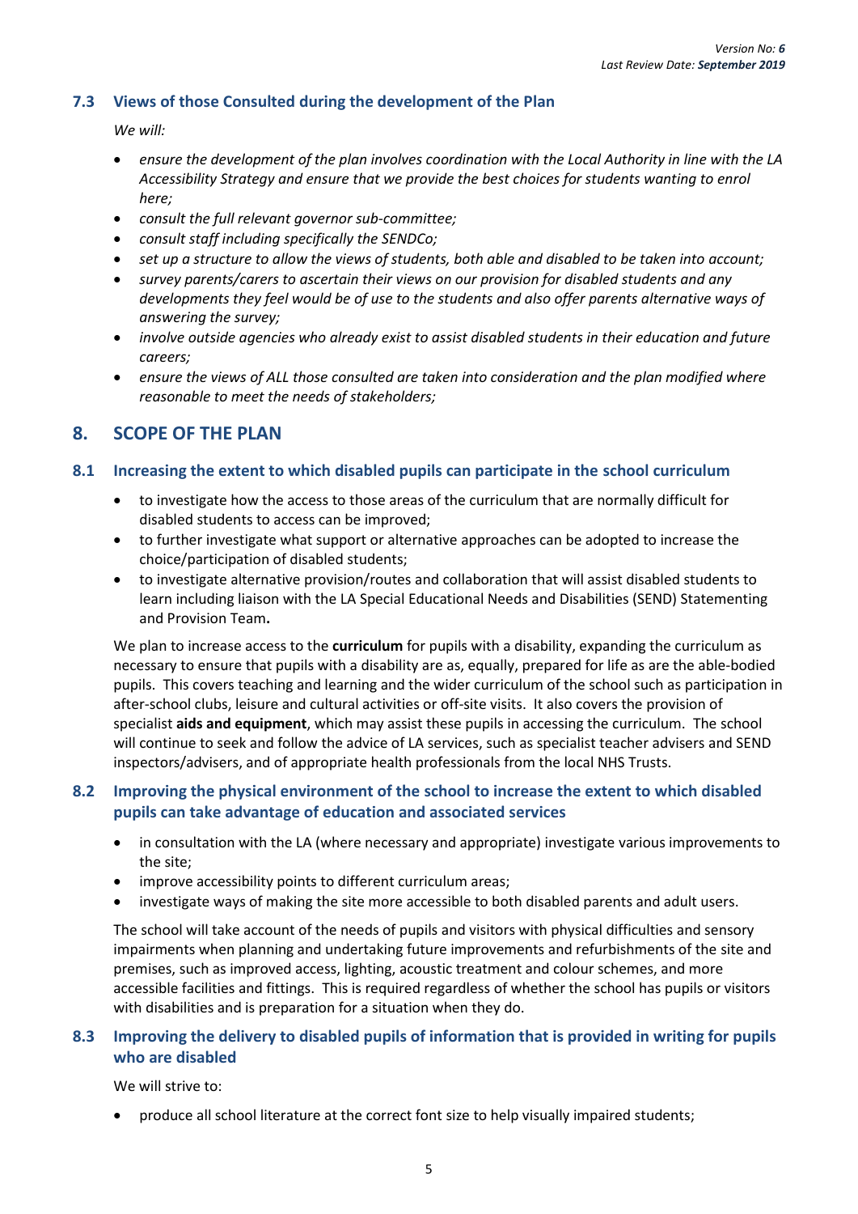### 7.3 Views of those Consulted during the development of the Plan

*We will:*

- *ensure the development of the plan involves coordination with the Local Authority in line with the LA Accessibility Strategy and ensure that we provide the best choices for students wanting to enrol here;*
- *consult the full relevant governor sub-committee;*
- *consult staff including specifically the SENDCo;*
- *set up a structure to allow the views of students, both able and disabled to be taken into account;*
- *survey parents/carers to ascertain their views on our provision for disabled students and any developments they feel would be of use to the students and also offer parents alternative ways of answering the survey;*
- *involve outside agencies who already exist to assist disabled students in their education and future careers;*
- *ensure the views of ALL those consulted are taken into consideration and the plan modified where reasonable to meet the needs of stakeholders;*

## 8. SCOPE OF THE PLAN

### 8.1 Increasing the extent to which disabled pupils can participate in the school curriculum

- to investigate how the access to those areas of the curriculum that are normally difficult for disabled students to access can be improved;
- to further investigate what support or alternative approaches can be adopted to increase the choice/participation of disabled students;
- to investigate alternative provision/routes and collaboration that will assist disabled students to learn including liaison with the LA Special Educational Needs and Disabilities (SEND) Statementing and Provision Team**.**

We plan to increase access to the **curriculum** for pupils with a disability, expanding the curriculum as necessary to ensure that pupils with a disability are as, equally, prepared for life as are the able-bodied pupils. This covers teaching and learning and the wider curriculum of the school such as participation in after-school clubs, leisure and cultural activities or off-site visits. It also covers the provision of specialist **aids and equipment**, which may assist these pupils in accessing the curriculum. The school will continue to seek and follow the advice of LA services, such as specialist teacher advisers and SEND inspectors/advisers, and of appropriate health professionals from the local NHS Trusts.

### 8.2 Improving the physical environment of the school to increase the extent to which disabled pupils can take advantage of education and associated services

- in consultation with the LA (where necessary and appropriate) investigate various improvements to the site;
- improve accessibility points to different curriculum areas;
- investigate ways of making the site more accessible to both disabled parents and adult users.

The school will take account of the needs of pupils and visitors with physical difficulties and sensory impairments when planning and undertaking future improvements and refurbishments of the site and premises, such as improved access, lighting, acoustic treatment and colour schemes, and more accessible facilities and fittings. This is required regardless of whether the school has pupils or visitors with disabilities and is preparation for a situation when they do.

### 8.3 Improving the delivery to disabled pupils of information that is provided in writing for pupils who are disabled

We will strive to:

- produce all school literature at the correct font size to help visually impaired students;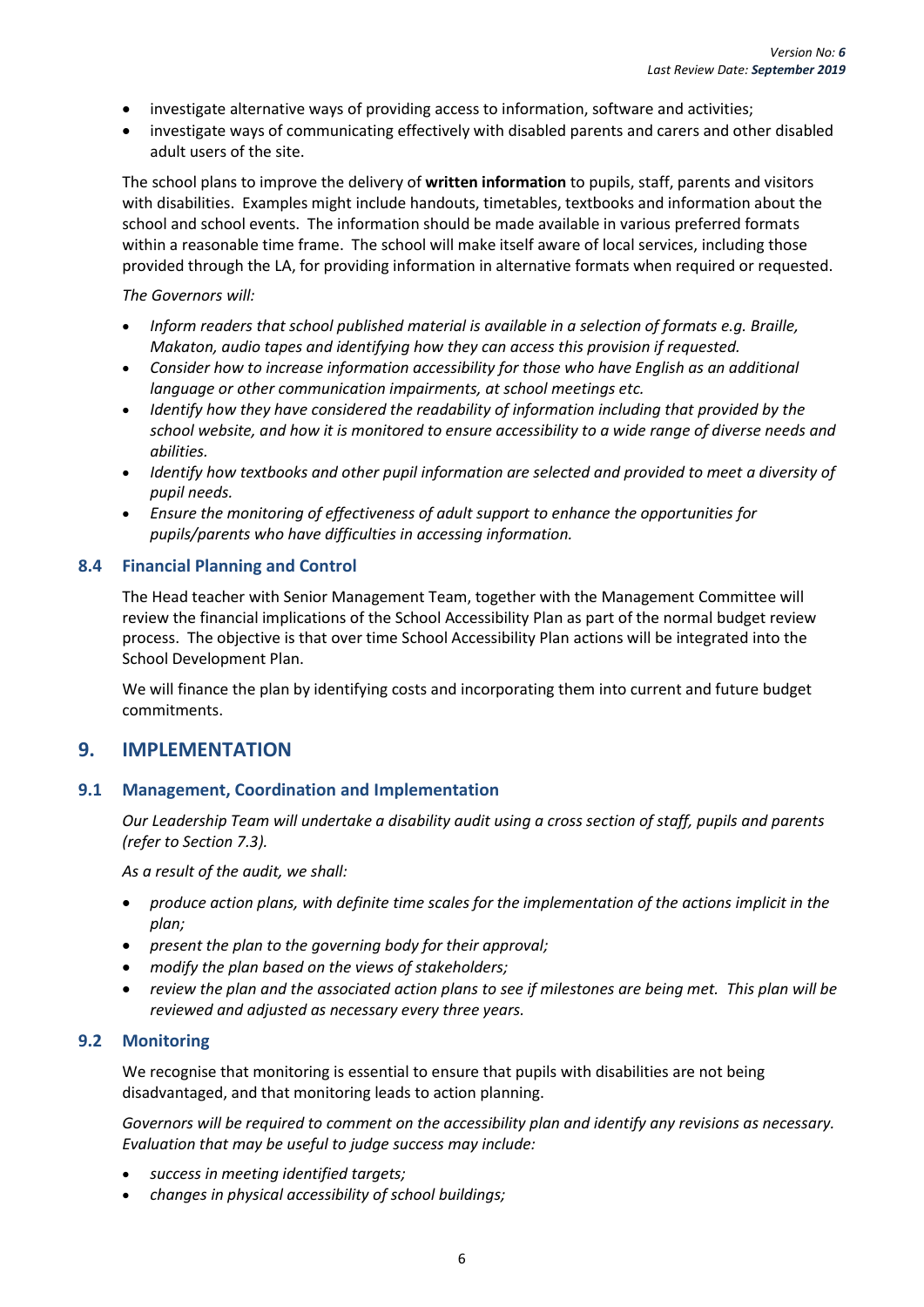- investigate alternative ways of providing access to information, software and activities;
- investigate ways of communicating effectively with disabled parents and carers and other disabled adult users of the site.

The school plans to improve the delivery of **written information** to pupils, staff, parents and visitors with disabilities. Examples might include handouts, timetables, textbooks and information about the school and school events. The information should be made available in various preferred formats within a reasonable time frame. The school will make itself aware of local services, including those provided through the LA, for providing information in alternative formats when required or requested.

*The Governors will:*

- *Inform readers that school published material is available in a selection of formats e.g. Braille, Makaton, audio tapes and identifying how they can access this provision if requested.*
- *Consider how to increase information accessibility for those who have English as an additional language or other communication impairments, at school meetings etc.*
- *Identify how they have considered the readability of information including that provided by the school website, and how it is monitored to ensure accessibility to a wide range of diverse needs and abilities.*
- *Identify how textbooks and other pupil information are selected and provided to meet a diversity of pupil needs.*
- *Ensure the monitoring of effectiveness of adult support to enhance the opportunities for pupils/parents who have difficulties in accessing information.*

### 8.4 Financial Planning and Control

The Head teacher with Senior Management Team, together with the Management Committee will review the financial implications of the School Accessibility Plan as part of the normal budget review process. The objective is that over time School Accessibility Plan actions will be integrated into the School Development Plan.

We will finance the plan by identifying costs and incorporating them into current and future budget commitments.

## 9. IMPLEMENTATION

### 9.1 Management, Coordination and Implementation

*Our Leadership Team will undertake a disability audit using a cross section of staff, pupils and parents (refer to Section 7.3).*

*As a result of the audit, we shall:*

- *produce action plans, with definite time scales for the implementation of the actions implicit in the plan;*
- *present the plan to the governing body for their approval;*
- *modify the plan based on the views of stakeholders;*
- *review the plan and the associated action plans to see if milestones are being met. This plan will be reviewed and adjusted as necessary every three years.*

### 9.2 Monitoring

We recognise that monitoring is essential to ensure that pupils with disabilities are not being disadvantaged, and that monitoring leads to action planning.

*Governors will be required to comment on the accessibility plan and identify any revisions as necessary. Evaluation that may be useful to judge success may include:*

- *success in meeting identified targets;*
- *changes in physical accessibility of school buildings;*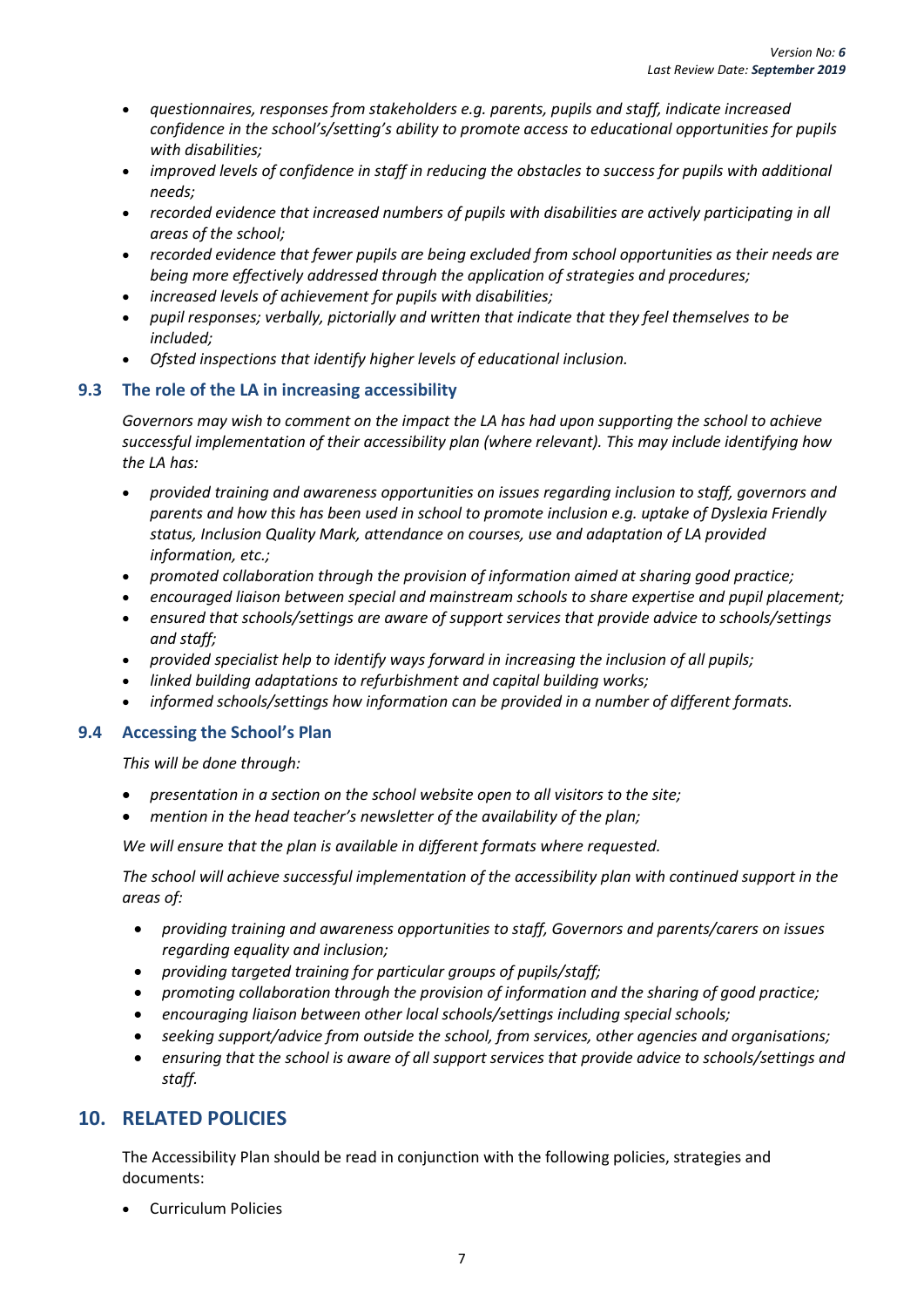- *questionnaires, responses from stakeholders e.g. parents, pupils and staff, indicate increased confidence in the school's/setting's ability to promote access to educational opportunities for pupils with disabilities;*
- *improved levels of confidence in staff in reducing the obstacles to success for pupils with additional needs;*
- *recorded evidence that increased numbers of pupils with disabilities are actively participating in all areas of the school;*
- *recorded evidence that fewer pupils are being excluded from school opportunities as their needs are being more effectively addressed through the application of strategies and procedures;*
- *increased levels of achievement for pupils with disabilities;*
- *pupil responses; verbally, pictorially and written that indicate that they feel themselves to be included;*
- *Ofsted inspections that identify higher levels of educational inclusion.*

### 9.3 The role of the LA in increasing accessibility

*Governors may wish to comment on the impact the LA has had upon supporting the school to achieve successful implementation of their accessibility plan (where relevant). This may include identifying how the LA has:*

- *provided training and awareness opportunities on issues regarding inclusion to staff, governors and parents and how this has been used in school to promote inclusion e.g. uptake of Dyslexia Friendly status, Inclusion Quality Mark, attendance on courses, use and adaptation of LA provided information, etc.;*
- *promoted collaboration through the provision of information aimed at sharing good practice;*
- *encouraged liaison between special and mainstream schools to share expertise and pupil placement;*
- *ensured that schools/settings are aware of support services that provide advice to schools/settings and staff;*
- *provided specialist help to identify ways forward in increasing the inclusion of all pupils;*
- *linked building adaptations to refurbishment and capital building works;*
- *informed schools/settings how information can be provided in a number of different formats.*

### 9.4 Accessing the School's Plan

*This will be done through:*

- *presentation in a section on the school website open to all visitors to the site;*
- *mention in the head teacher's newsletter of the availability of the plan;*

*We will ensure that the plan is available in different formats where requested.*

*The school will achieve successful implementation of the accessibility plan with continued support in the areas of:*

- *providing training and awareness opportunities to staff, Governors and parents/carers on issues regarding equality and inclusion;*
- *providing targeted training for particular groups of pupils/staff;*
- *promoting collaboration through the provision of information and the sharing of good practice;*
- *encouraging liaison between other local schools/settings including special schools;*
- *seeking support/advice from outside the school, from services, other agencies and organisations;*
- *ensuring that the school is aware of all support services that provide advice to schools/settings and staff.*

## 10. RELATED POLICIES

The Accessibility Plan should be read in conjunction with the following policies, strategies and documents:

- Curriculum Policies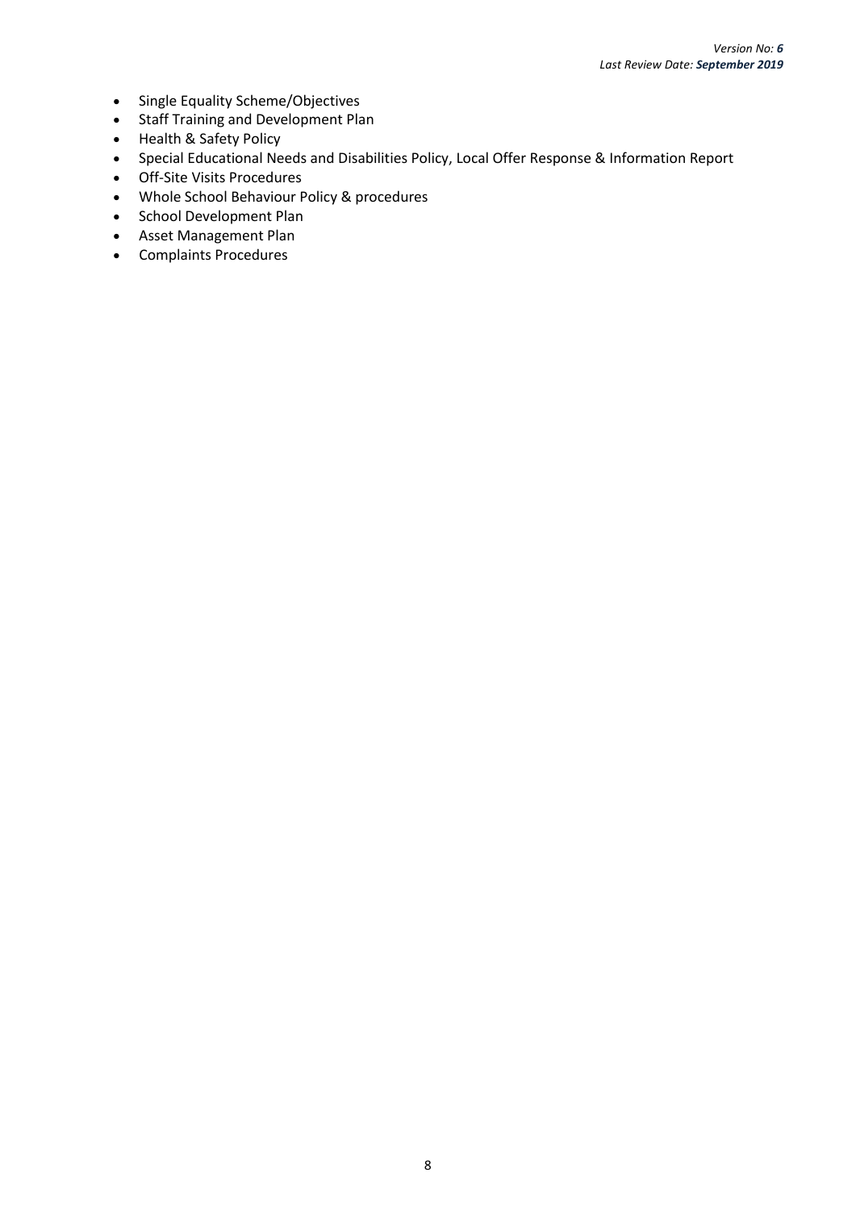- Single Equality Scheme/Objectives
- Staff Training and Development Plan
- Health & Safety Policy
- Special Educational Needs and Disabilities Policy, Local Offer Response & Information Report
- Off-Site Visits Procedures
- Whole School Behaviour Policy & procedures
- School Development Plan
- Asset Management Plan
- Complaints Procedures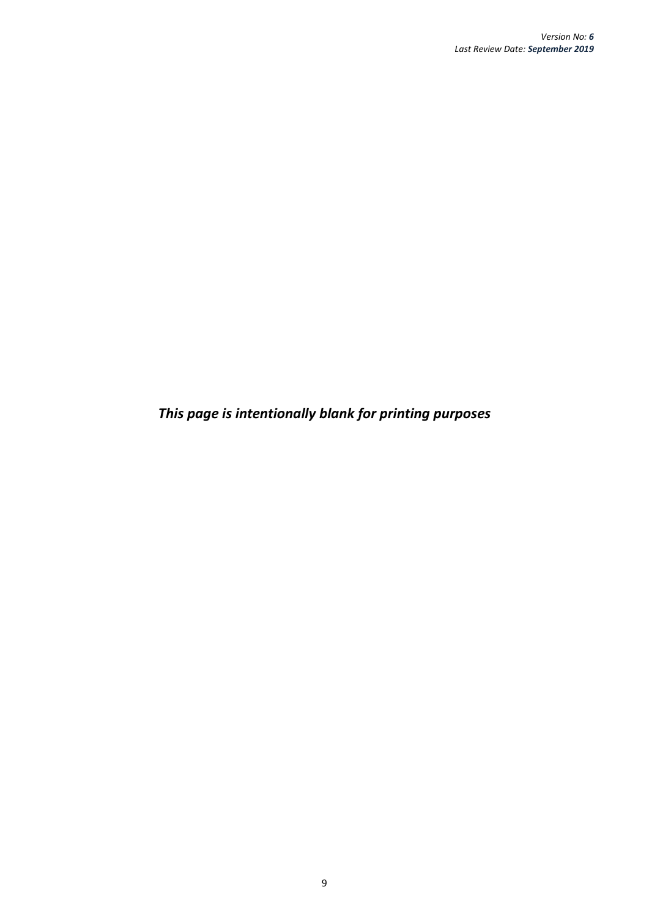*This page is intentionally blank for printing purposes*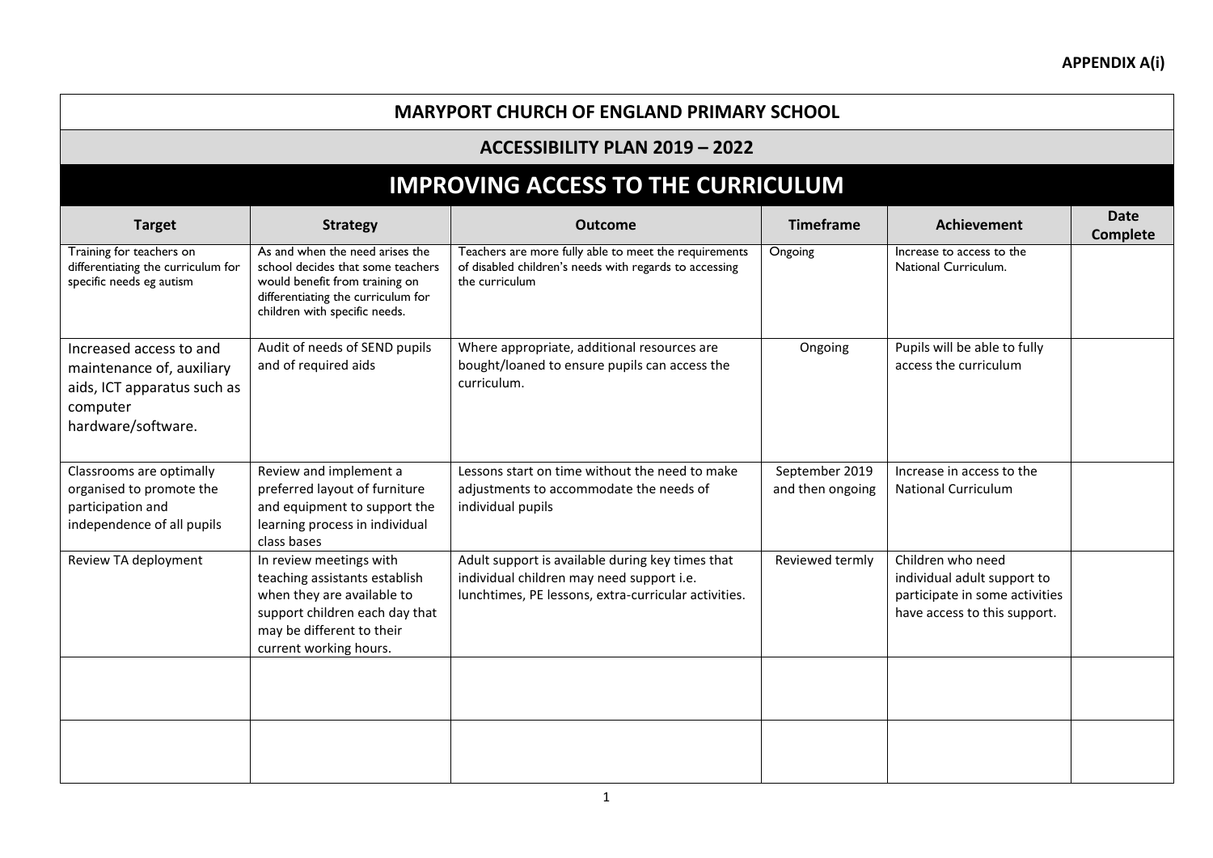**APPENDIX A(i)**

## MARYPORT CHURCH OF ENGLAND PRIMARY SCHOOL

### ACCESSIBILITY PLAN 2019 – 2022

# IMPROVING ACCESS TO THE CURRICULUM

| Target | Strategy | Outcome | Timeframe | Achievement | Date Complete |
|---|---|---|---|---|---|
| Training for teachers on differentiating the curriculum for specific needs eg autism | As and when the need arises the school decides that some teachers would benefit from training on differentiating the curriculum for children with specific needs. | Teachers are more fully able to meet the requirements of disabled children's needs with regards to accessing the curriculum | Ongoing | Increase to access to the National Curriculum. | |
| Increased access to and maintenance of, auxiliary aids, ICT apparatus such as computer hardware/software. | Audit of needs of SEND pupils and of required aids | Where appropriate, additional resources are bought/loaned to ensure pupils can access the curriculum. | Ongoing | Pupils will be able to fully access the curriculum | |
| Classrooms are optimally organised to promote the participation and independence of all pupils | Review and implement a preferred layout of furniture and equipment to support the learning process in individual class bases | Lessons start on time without the need to make adjustments to accommodate the needs of individual pupils | September 2019 and then ongoing | Increase in access to the National Curriculum | |
| Review TA deployment | In review meetings with teaching assistants establish when they are available to support children each day that may be different to their current working hours. | Adult support is available during key times that individual children may need support i.e. lunchtimes, PE lessons, extra-curricular activities. | Reviewed termly | Children who need individual adult support to participate in some activities have access to this support. | |
| | | | | | |
| | | | | | |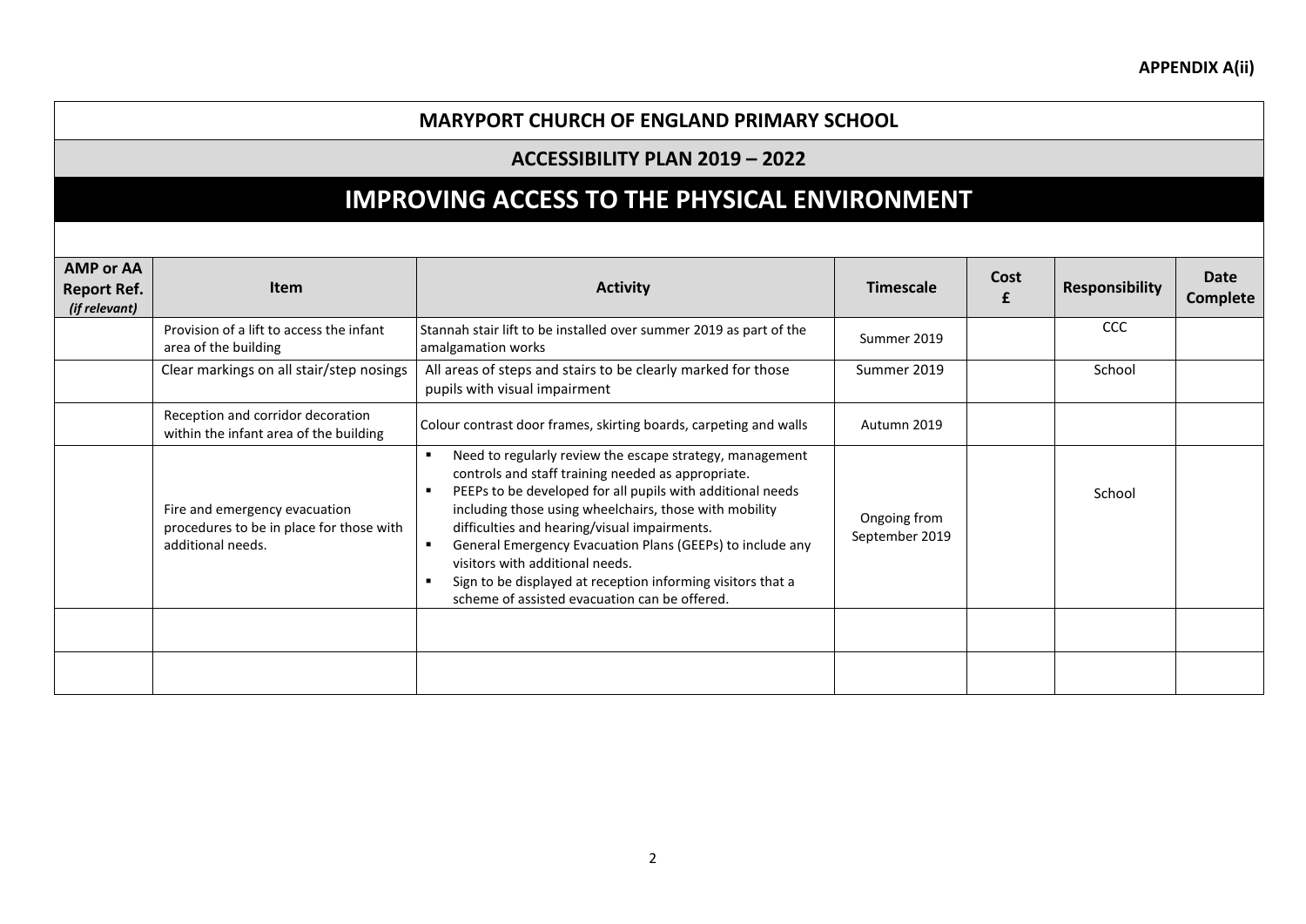**APPENDIX A(ii)**

## MARYPORT CHURCH OF ENGLAND PRIMARY SCHOOL

### ACCESSIBILITY PLAN 2019 – 2022

# IMPROVING ACCESS TO THE PHYSICAL ENVIRONMENT

| AMP or AA Report Ref. *(if relevant)* | Item | Activity | Timescale | Cost £ | Responsibility | Date Complete |
|---|---|---|---|---|---|---|
| | Provision of a lift to access the infant area of the building | Stannah stair lift to be installed over summer 2019 as part of the amalgamation works | Summer 2019 | | CCC | |
| | Clear markings on all stair/step nosings | All areas of steps and stairs to be clearly marked for those pupils with visual impairment | Summer 2019 | | School | |
| | Reception and corridor decoration within the infant area of the building | Colour contrast door frames, skirting boards, carpeting and walls | Autumn 2019 | | | |
| | Fire and emergency evacuation procedures to be in place for those with additional needs. | ▪ Need to regularly review the escape strategy, management controls and staff training needed as appropriate.<br>▪ PEEPs to be developed for all pupils with additional needs including those using wheelchairs, those with mobility difficulties and hearing/visual impairments.<br>▪ General Emergency Evacuation Plans (GEEPs) to include any visitors with additional needs.<br>▪ Sign to be displayed at reception informing visitors that a scheme of assisted evacuation can be offered. | Ongoing from September 2019 | | School | |
| | | | | | | |
| | | | | | | |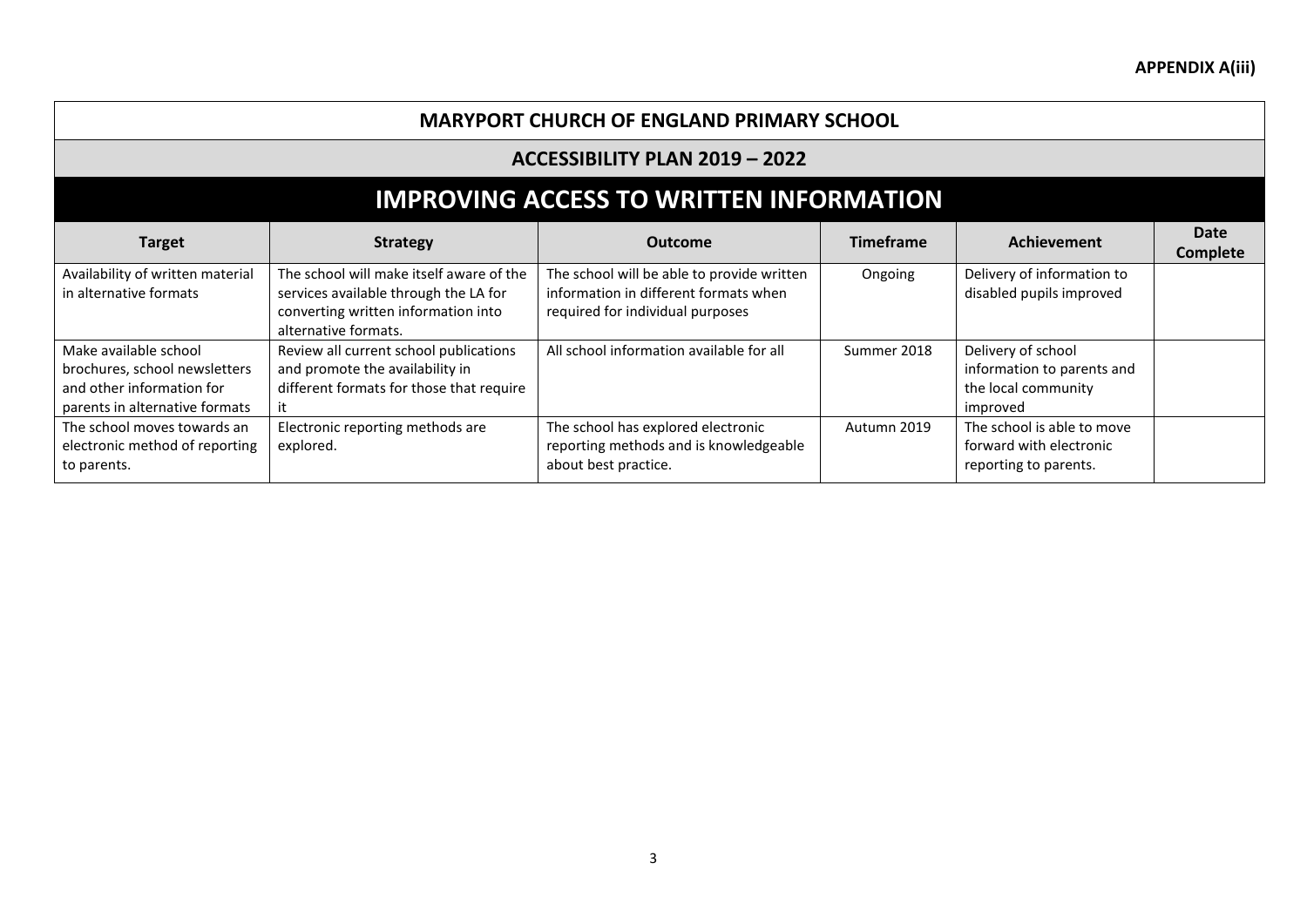**APPENDIX A(iii)**

## MARYPORT CHURCH OF ENGLAND PRIMARY SCHOOL

### ACCESSIBILITY PLAN 2019 – 2022

# IMPROVING ACCESS TO WRITTEN INFORMATION

| Target | Strategy | Outcome | Timeframe | Achievement | Date Complete |
|---|---|---|---|---|---|
| Availability of written material in alternative formats | The school will make itself aware of the services available through the LA for converting written information into alternative formats. | The school will be able to provide written information in different formats when required for individual purposes | Ongoing | Delivery of information to disabled pupils improved | |
| Make available school brochures, school newsletters and other information for parents in alternative formats | Review all current school publications and promote the availability in different formats for those that require it | All school information available for all | Summer 2018 | Delivery of school information to parents and the local community improved | |
| The school moves towards an electronic method of reporting to parents. | Electronic reporting methods are explored. | The school has explored electronic reporting methods and is knowledgeable about best practice. | Autumn 2019 | The school is able to move forward with electronic reporting to parents. | |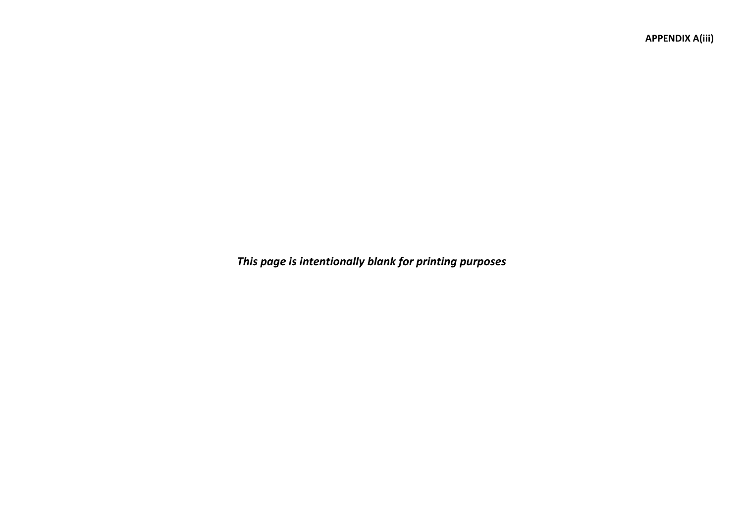**APPENDIX A(iii)**

***This page is intentionally blank for printing purposes***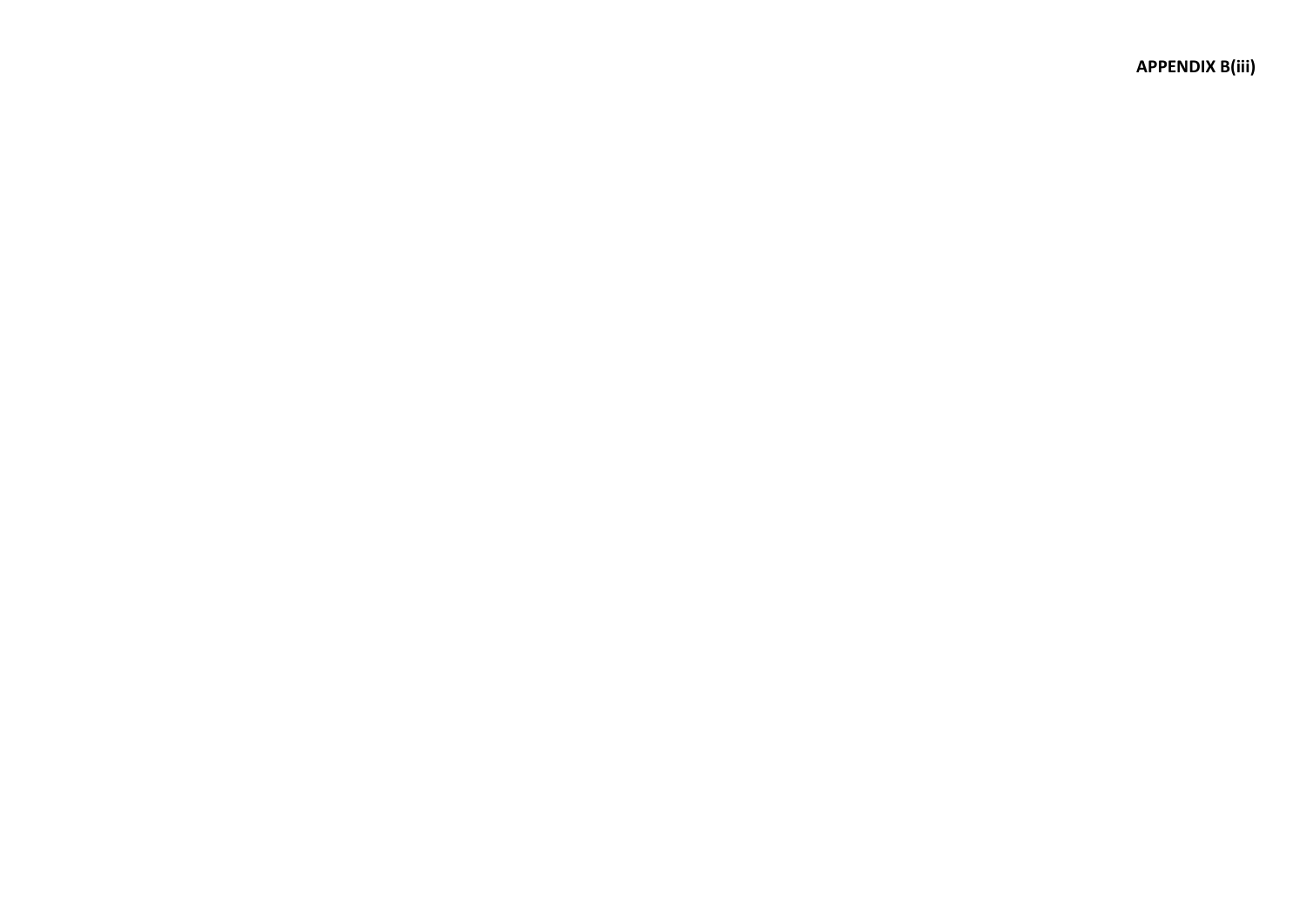**APPENDIX B(iii)**